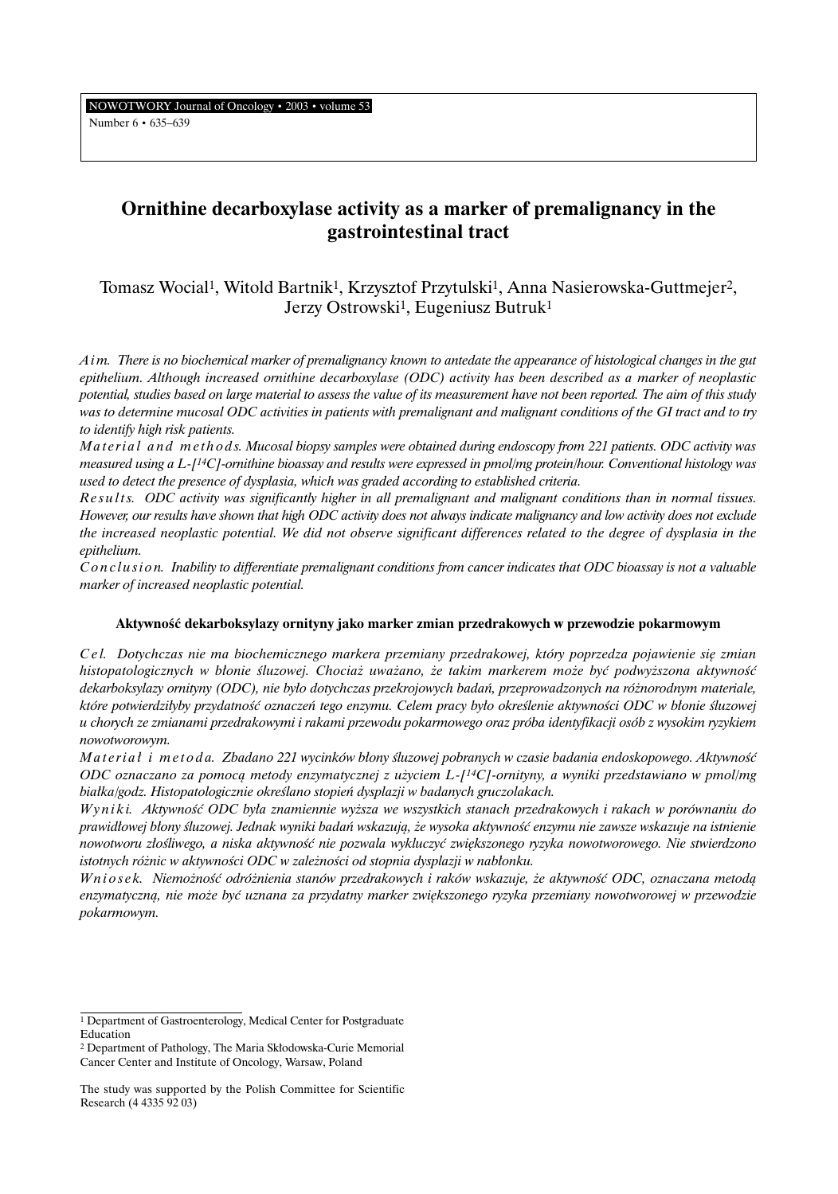# Ornithine decarboxylase activity as a marker of premalignancy in the gastrointestinal tract

Tomasz Wocial[1], Witold Bartnik[1], Krzysztof Przytulski[1], Anna Nasierowska-Guttmejer[2], Jerzy Ostrowski[1], Eugeniusz Butruk[1]

*Aim. There is no biochemical marker of premalignancy known to antedate the appearance of histological changes in the gut epithelium. Although increased ornithine decarboxylase (ODC) activity has been described as a marker of neoplastic potential, studies based on large material to assess the value of its measurement have not been reported. The aim of this study was to determine mucosal ODC activities in patients with premalignant and malignant conditions of the GI tract and to try to identify high risk patients.*

*Material and methods. Mucosal biopsy samples were obtained during endoscopy from 221 patients. ODC activity was measured using a L-[$^{14}$C]-ornithine bioassay and results were expressed in pmol/mg protein/hour. Conventional histology was used to detect the presence of dysplasia, which was graded according to established criteria.*

*Results. ODC activity was significantly higher in all premalignant and malignant conditions than in normal tissues. However, our results have shown that high ODC activity does not always indicate malignancy and low activity does not exclude the increased neoplastic potential. We did not observe significant differences related to the degree of dysplasia in the epithelium.*

*Conclusion. Inability to differentiate premalignant conditions from cancer indicates that ODC bioassay is not a valuable marker of increased neoplastic potential.*

### Aktywność dekarboksylazy ornityny jako marker zmian przedrakowych w przewodzie pokarmowym

*Cel. Dotychczas nie ma biochemicznego markera przemiany przedrakowej, który poprzedza pojawienie się zmian histopatologicznych w błonie śluzowej. Chociaż uważano, że takim markerem może być podwyższona aktywność dekarboksylazy ornityny (ODC), nie było dotychczas przekrojowych badań, przeprowadzonych na różnorodnym materiale, które potwierdziłyby przydatność oznaczeń tego enzymu. Celem pracy było określenie aktywności ODC w błonie śluzowej u chorych ze zmianami przedrakowymi i rakami przewodu pokarmowego oraz próba identyfikacji osób z wysokim ryzykiem nowotworowym.*

*Materiał i metoda. Zbadano 221 wycinków błony śluzowej pobranych w czasie badania endoskopowego. Aktywność ODC oznaczano za pomocą metody enzymatycznej z użyciem L-[$^{14}$C]-ornityny, a wyniki przedstawiano w pmol/mg białka/godz. Histopatologicznie określano stopień dysplazji w badanych gruczolakach.*

*Wyniki. Aktywność ODC była znamiennie wyższa we wszystkich stanach przedrakowych i rakach w porównaniu do prawidłowej błony śluzowej. Jednak wyniki badań wskazują, że wysoka aktywność enzymu nie zawsze wskazuje na istnienie nowotworu złośliwego, a niska aktywność nie pozwala wykluczyć zwiększonego ryzyka nowotworowego. Nie stwierdzono istotnych różnic w aktywności ODC w zależności od stopnia dysplazji w nabłonku.*

*Wniosek. Niemożność odróżnienia stanów przedrakowych i raków wskazuje, że aktywność ODC, oznaczana metodą enzymatyczną, nie może być uznana za przydatny marker zwiększonego ryzyka przemiany nowotworowej w przewodzie pokarmowym.*

---

[1] Department of Gastroenterology, Medical Center for Postgraduate Education

[2] Department of Pathology, The Maria Skłodowska-Curie Memorial Cancer Center and Institute of Oncology, Warsaw, Poland

The study was supported by the Polish Committee for Scientific Research (4 4335 92 03)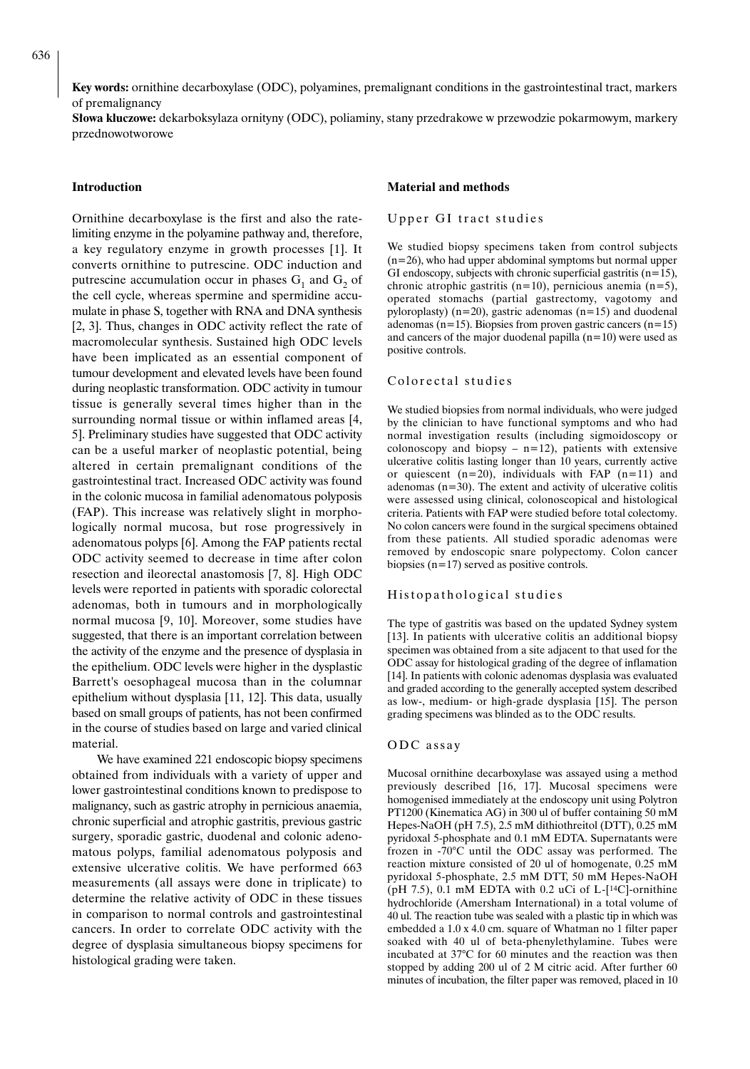**Key words:** ornithine decarboxylase (ODC), polyamines, premalignant conditions in the gastrointestinal tract, markers of premalignancy

**Słowa kluczowe:** dekarboksylaza ornityny (ODC), poliaminy, stany przedrakowe w przewodzie pokarmowym, markery przednowotworowe

## Introduction

Ornithine decarboxylase is the first and also the rate-limiting enzyme in the polyamine pathway and, therefore, a key regulatory enzyme in growth processes [1]. It converts ornithine to putrescine. ODC induction and putrescine accumulation occur in phases $G_1$ and $G_2$ of the cell cycle, whereas spermine and spermidine accumulate in phase S, together with RNA and DNA synthesis [2, 3]. Thus, changes in ODC activity reflect the rate of macromolecular synthesis. Sustained high ODC levels have been implicated as an essential component of tumour development and elevated levels have been found during neoplastic transformation. ODC activity in tumour tissue is generally several times higher than in the surrounding normal tissue or within inflamed areas [4, 5]. Preliminary studies have suggested that ODC activity can be a useful marker of neoplastic potential, being altered in certain premalignant conditions of the gastrointestinal tract. Increased ODC activity was found in the colonic mucosa in familial adenomatous polyposis (FAP). This increase was relatively slight in morphologically normal mucosa, but rose progressively in adenomatous polyps [6]. Among the FAP patients rectal ODC activity seemed to decrease in time after colon resection and ileorectal anastomosis [7, 8]. High ODC levels were reported in patients with sporadic colorectal adenomas, both in tumours and in morphologically normal mucosa [9, 10]. Moreover, some studies have suggested, that there is an important correlation between the activity of the enzyme and the presence of dysplasia in the epithelium. ODC levels were higher in the dysplastic Barrett's oesophageal mucosa than in the columnar epithelium without dysplasia [11, 12]. This data, usually based on small groups of patients, has not been confirmed in the course of studies based on large and varied clinical material.

We have examined 221 endoscopic biopsy specimens obtained from individuals with a variety of upper and lower gastrointestinal conditions known to predispose to malignancy, such as gastric atrophy in pernicious anaemia, chronic superficial and atrophic gastritis, previous gastric surgery, sporadic gastric, duodenal and colonic adenomatous polyps, familial adenomatous polyposis and extensive ulcerative colitis. We have performed 663 measurements (all assays were done in triplicate) to determine the relative activity of ODC in these tissues in comparison to normal controls and gastrointestinal cancers. In order to correlate ODC activity with the degree of dysplasia simultaneous biopsy specimens for histological grading were taken.

## Material and methods

### Upper GI tract studies

We studied biopsy specimens taken from control subjects (n=26), who had upper abdominal symptoms but normal upper GI endoscopy, subjects with chronic superficial gastritis (n=15), chronic atrophic gastritis (n=10), pernicious anemia (n=5), operated stomachs (partial gastrectomy, vagotomy and pyloroplasty) (n=20), gastric adenomas (n=15) and duodenal adenomas (n=15). Biopsies from proven gastric cancers (n=15) and cancers of the major duodenal papilla (n=10) were used as positive controls.

### Colorectal studies

We studied biopsies from normal individuals, who were judged by the clinician to have functional symptoms and who had normal investigation results (including sigmoidoscopy or colonoscopy and biopsy – n=12), patients with extensive ulcerative colitis lasting longer than 10 years, currently active or quiescent (n=20), individuals with FAP (n=11) and adenomas (n=30). The extent and activity of ulcerative colitis were assessed using clinical, colonoscopical and histological criteria. Patients with FAP were studied before total colectomy. No colon cancers were found in the surgical specimens obtained from these patients. All studied sporadic adenomas were removed by endoscopic snare polypectomy. Colon cancer biopsies (n=17) served as positive controls.

### Histopathological studies

The type of gastritis was based on the updated Sydney system [13]. In patients with ulcerative colitis an additional biopsy specimen was obtained from a site adjacent to that used for the ODC assay for histological grading of the degree of inflamation [14]. In patients with colonic adenomas dysplasia was evaluated and graded according to the generally accepted system described as low-, medium- or high-grade dysplasia [15]. The person grading specimens was blinded as to the ODC results.

### ODC assay

Mucosal ornithine decarboxylase was assayed using a method previously described [16, 17]. Mucosal specimens were homogenised immediately at the endoscopy unit using Polytron PT1200 (Kinematica AG) in 300 ul of buffer containing 50 mM Hepes-NaOH (pH 7.5), 2.5 mM dithiothreitol (DTT), 0.25 mM pyridoxal 5-phosphate and 0.1 mM EDTA. Supernatants were frozen in -70°C until the ODC assay was performed. The reaction mixture consisted of 20 ul of homogenate, 0.25 mM pyridoxal 5-phosphate, 2.5 mM DTT, 50 mM Hepes-NaOH (pH 7.5), 0.1 mM EDTA with 0.2 uCi of L-[$^{14}$C]-ornithine hydrochloride (Amersham International) in a total volume of 40 ul. The reaction tube was sealed with a plastic tip in which was embedded a 1.0 x 4.0 cm. square of Whatman no 1 filter paper soaked with 40 ul of beta-phenylethylamine. Tubes were incubated at 37°C for 60 minutes and the reaction was then stopped by adding 200 ul of 2 M citric acid. After further 60 minutes of incubation, the filter paper was removed, placed in 10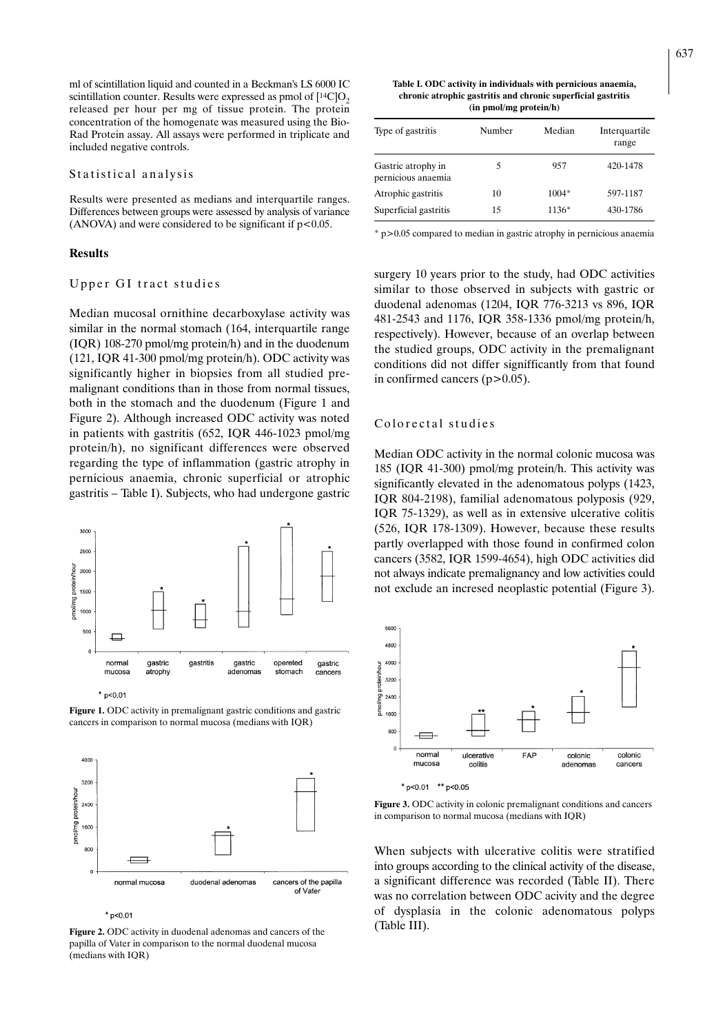ml of scintillation liquid and counted in a Beckman's LS 6000 IC scintillation counter. Results were expressed as pmol of [$^{14}$C]$O_2$ released per hour per mg of tissue protein. The protein concentration of the homogenate was measured using the Bio-Rad Protein assay. All assays were performed in triplicate and included negative controls.

### Statistical analysis

Results were presented as medians and interquartile ranges. Differences between groups were assessed by analysis of variance (ANOVA) and were considered to be significant if $p<0.05$.

## Results

### Upper GI tract studies

Median mucosal ornithine decarboxylase activity was similar in the normal stomach (164, interquartile range (IQR) 108-270 pmol/mg protein/h) and in the duodenum (121, IQR 41-300 pmol/mg protein/h). ODC activity was significantly higher in biopsies from all studied premalignant conditions than in those from normal tissues, both in the stomach and the duodenum (Figure 1 and Figure 2). Although increased ODC activity was noted in patients with gastritis (652, IQR 446-1023 pmol/mg protein/h), no significant differences were observed regarding the type of inflammation (gastric atrophy in pernicious anaemia, chronic superficial or atrophic gastritis – Table I). Subjects, who had undergone gastric surgery 10 years prior to the study, had ODC activities similar to those observed in subjects with gastric or duodenal adenomas (1204, IQR 776-3213 vs 896, IQR 481-2543 and 1176, IQR 358-1336 pmol/mg protein/h, respectively). However, because of an overlap between the studied groups, ODC activity in the premalignant conditions did not differ signifficantly from that found in confirmed cancers ($p>0.05$).

**Figure 1.** ODC activity in premalignant gastric conditions and gastric cancers in comparison to normal mucosa (medians with IQR)

**Figure 2.** ODC activity in duodenal adenomas and cancers of the papilla of Vater in comparison to the normal duodenal mucosa (medians with IQR)

**Table I. ODC activity in individuals with pernicious anaemia, chronic atrophic gastritis and chronic superficial gastritis (in pmol/mg protein/h)**

| Type of gastritis | Number | Median | Interquartile range |
|---|---|---|---|
| Gastric atrophy in pernicious anaemia | 5 | 957 | 420-1478 |
| Atrophic gastritis | 10 | 1004* | 597-1187 |
| Superficial gastritis | 15 | 1136* | 430-1786 |

* $p>0.05$ compared to median in gastric atrophy in pernicious anaemia

### Colorectal studies

Median ODC activity in the normal colonic mucosa was 185 (IQR 41-300) pmol/mg protein/h. This activity was significantly elevated in the adenomatous polyps (1423, IQR 804-2198), familial adenomatous polyposis (929, IQR 75-1329), as well as in extensive ulcerative colitis (526, IQR 178-1309). However, because these results partly overlapped with those found in confirmed colon cancers (3582, IQR 1599-4654), high ODC activities did not always indicate premalignancy and low activities could not exclude an incresed neoplastic potential (Figure 3).

**Figure 3.** ODC activity in colonic premalignant conditions and cancers in comparison to normal mucosa (medians with IQR)

When subjects with ulcerative colitis were stratified into groups according to the clinical activity of the disease, a significant difference was recorded (Table II). There was no correlation between ODC acivity and the degree of dysplasia in the colonic adenomatous polyps (Table III).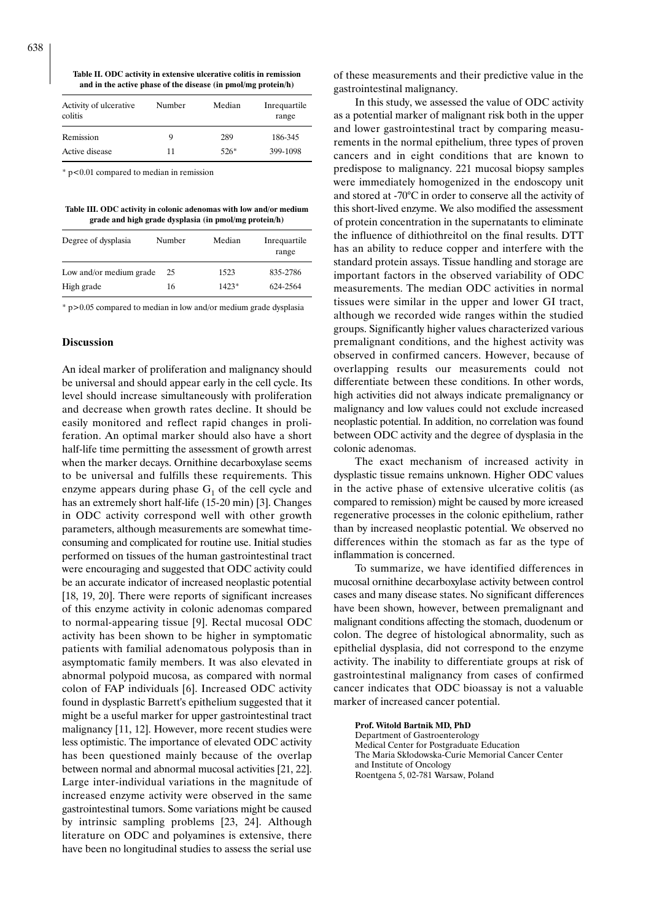**Table II. ODC activity in extensive ulcerative colitis in remission and in the active phase of the disease (in pmol/mg protein/h)**

| Activity of ulcerative colitis | Number | Median | Inrequartile range |
|---|---|---|---|
| Remission | 9 | 289 | 186-345 |
| Active disease | 11 | 526* | 399-1098 |

* $p<0.01$ compared to median in remission

**Table III. ODC activity in colonic adenomas with low and/or medium grade and high grade dysplasia (in pmol/mg protein/h)**

| Degree of dysplasia | Number | Median | Inrequartile range |
|---|---|---|---|
| Low and/or medium grade | 25 | 1523 | 835-2786 |
| High grade | 16 | 1423* | 624-2564 |

* $p>0.05$ compared to median in low and/or medium grade dysplasia

## Discussion

An ideal marker of proliferation and malignancy should be universal and should appear early in the cell cycle. Its level should increase simultaneously with proliferation and decrease when growth rates decline. It should be easily monitored and reflect rapid changes in proliferation. An optimal marker should also have a short half-life time permitting the assessment of growth arrest when the marker decays. Ornithine decarboxylase seems to be universal and fulfills these requirements. This enzyme appears during phase $G_1$ of the cell cycle and has an extremely short half-life (15-20 min) [3]. Changes in ODC activity correspond well with other growth parameters, although measurements are somewhat time-consuming and complicated for routine use. Initial studies performed on tissues of the human gastrointestinal tract were encouraging and suggested that ODC activity could be an accurate indicator of increased neoplastic potential [18, 19, 20]. There were reports of significant increases of this enzyme activity in colonic adenomas compared to normal-appearing tissue [9]. Rectal mucosal ODC activity has been shown to be higher in symptomatic patients with familial adenomatous polyposis than in asymptomatic family members. It was also elevated in abnormal polypoid mucosa, as compared with normal colon of FAP individuals [6]. Increased ODC activity found in dysplastic Barrett's epithelium suggested that it might be a useful marker for upper gastrointestinal tract malignancy [11, 12]. However, more recent studies were less optimistic. The importance of elevated ODC activity has been questioned mainly because of the overlap between normal and abnormal mucosal activities [21, 22]. Large inter-individual variations in the magnitude of increased enzyme activity were observed in the same gastrointestinal tumors. Some variations might be caused by intrinsic sampling problems [23, 24]. Although literature on ODC and polyamines is extensive, there have been no longitudinal studies to assess the serial use of these measurements and their predictive value in the gastrointestinal malignancy.

In this study, we assessed the value of ODC activity as a potential marker of malignant risk both in the upper and lower gastrointestinal tract by comparing measurements in the normal epithelium, three types of proven cancers and in eight conditions that are known to predispose to malignancy. 221 mucosal biopsy samples were immediately homogenized in the endoscopy unit and stored at -70°C in order to conserve all the activity of this short-lived enzyme. We also modified the assessment of protein concentration in the supernatants to eliminate the influence of dithiothreitol on the final results. DTT has an ability to reduce copper and interfere with the standard protein assays. Tissue handling and storage are important factors in the observed variability of ODC measurements. The median ODC activities in normal tissues were similar in the upper and lower GI tract, although we recorded wide ranges within the studied groups. Significantly higher values characterized various premalignant conditions, and the highest activity was observed in confirmed cancers. However, because of overlapping results our measurements could not differentiate between these conditions. In other words, high activities did not always indicate premalignancy or malignancy and low values could not exclude increased neoplastic potential. In addition, no correlation was found between ODC activity and the degree of dysplasia in the colonic adenomas.

The exact mechanism of increased activity in dysplastic tissue remains unknown. Higher ODC values in the active phase of extensive ulcerative colitis (as compared to remission) might be caused by more icreased regenerative processes in the colonic epithelium, rather than by increased neoplastic potential. We observed no differences within the stomach as far as the type of inflammation is concerned.

To summarize, we have identified differences in mucosal ornithine decarboxylase activity between control cases and many disease states. No significant differences have been shown, however, between premalignant and malignant conditions affecting the stomach, duodenum or colon. The degree of histological abnormality, such as epithelial dysplasia, did not correspond to the enzyme activity. The inability to differentiate groups at risk of gastrointestinal malignancy from cases of confirmed cancer indicates that ODC bioassay is not a valuable marker of increased cancer potential.

**Prof. Witold Bartnik MD, PhD**
Department of Gastroenterology
Medical Center for Postgraduate Education
The Maria Skłodowska-Curie Memorial Cancer Center
and Institute of Oncology
Roentgena 5, 02-781 Warsaw, Poland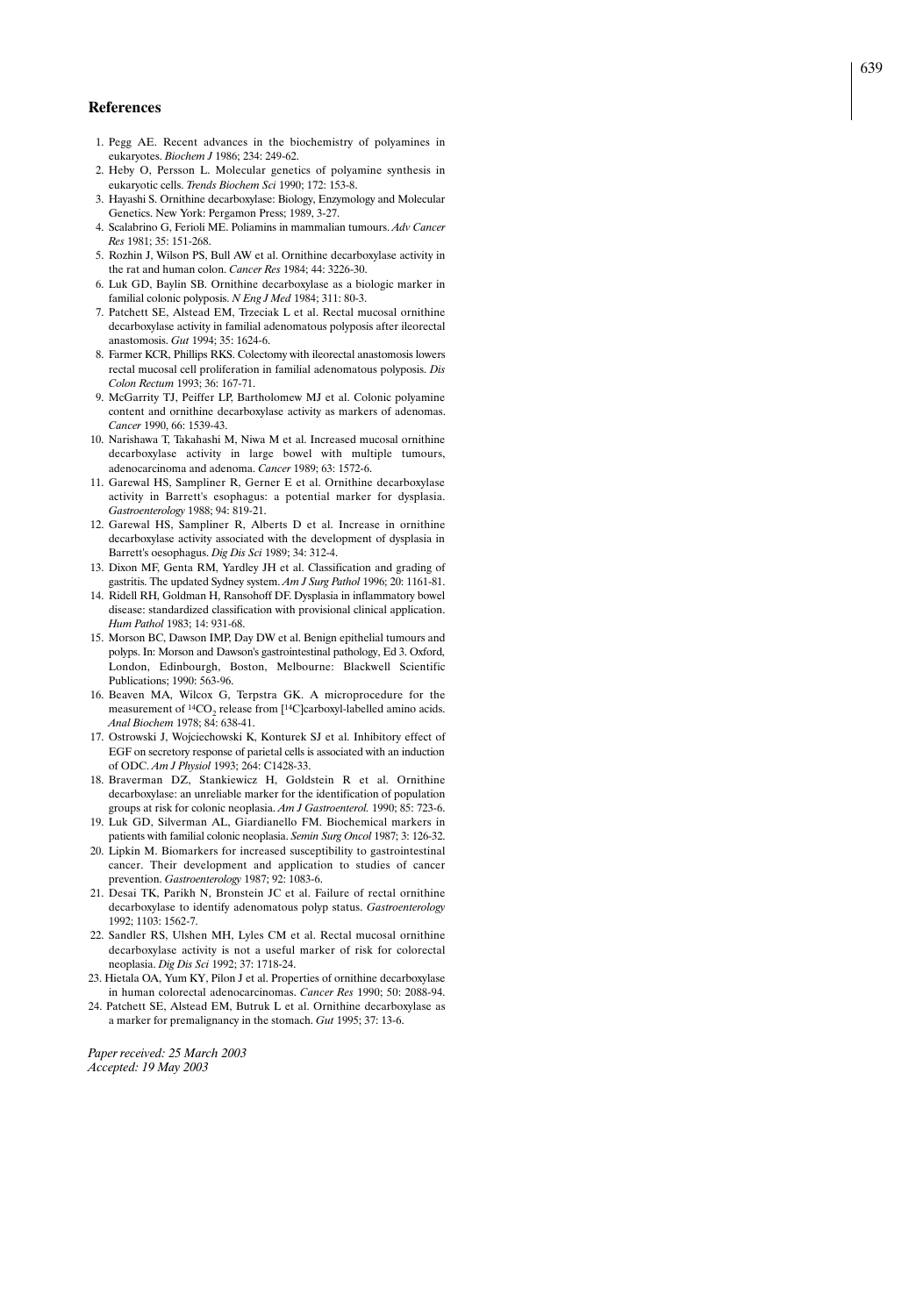## References

1. Pegg AE. Recent advances in the biochemistry of polyamines in eukaryotes. *Biochem J* 1986; 234: 249-62.
2. Heby O, Persson L. Molecular genetics of polyamine synthesis in eukaryotic cells. *Trends Biochem Sci* 1990; 172: 153-8.
3. Hayashi S. Ornithine decarboxylase: Biology, Enzymology and Molecular Genetics. New York: Pergamon Press; 1989, 3-27.
4. Scalabrino G, Ferioli ME. Poliamins in mammalian tumours. *Adv Cancer Res* 1981; 35: 151-268.
5. Rozhin J, Wilson PS, Bull AW et al. Ornithine decarboxylase activity in the rat and human colon. *Cancer Res* 1984; 44: 3226-30.
6. Luk GD, Baylin SB. Ornithine decarboxylase as a biologic marker in familial colonic polyposis. *N Eng J Med* 1984; 311: 80-3.
7. Patchett SE, Alstead EM, Trzeciak L et al. Rectal mucosal ornithine decarboxylase activity in familial adenomatous polyposis after ileorectal anastomosis. *Gut* 1994; 35: 1624-6.
8. Farmer KCR, Phillips RKS. Colectomy with ileorectal anastomosis lowers rectal mucosal cell proliferation in familial adenomatous polyposis. *Dis Colon Rectum* 1993; 36: 167-71.
9. McGarrity TJ, Peiffer LP, Bartholomew MJ et al. Colonic polyamine content and ornithine decarboxylase activity as markers of adenomas. *Cancer* 1990, 66: 1539-43.
10. Narishawa T, Takahashi M, Niwa M et al. Increased mucosal ornithine decarboxylase activity in large bowel with multiple tumours, adenocarcinoma and adenoma. *Cancer* 1989; 63: 1572-6.
11. Garewal HS, Sampliner R, Gerner E et al. Ornithine decarboxylase activity in Barrett's esophagus: a potential marker for dysplasia. *Gastroenterology* 1988; 94: 819-21.
12. Garewal HS, Sampliner R, Alberts D et al. Increase in ornithine decarboxylase activity associated with the development of dysplasia in Barrett's oesophagus. *Dig Dis Sci* 1989; 34: 312-4.
13. Dixon MF, Genta RM, Yardley JH et al. Classification and grading of gastritis. The updated Sydney system. *Am J Surg Pathol* 1996; 20: 1161-81.
14. Ridell RH, Goldman H, Ransohoff DF. Dysplasia in inflammatory bowel disease: standardized classification with provisional clinical application. *Hum Pathol* 1983; 14: 931-68.
15. Morson BC, Dawson IMP, Day DW et al. Benign epithelial tumours and polyps. In: Morson and Dawson's gastrointestinal pathology, Ed 3. Oxford, London, Edinbourgh, Boston, Melbourne: Blackwell Scientific Publications; 1990: 563-96.
16. Beaven MA, Wilcox G, Terpstra GK. A microprocedure for the measurement of $^{14}CO_2$ release from [$^{14}$C]carboxyl-labelled amino acids. *Anal Biochem* 1978; 84: 638-41.
17. Ostrowski J, Wojciechowski K, Konturek SJ et al. Inhibitory effect of EGF on secretory response of parietal cells is associated with an induction of ODC. *Am J Physiol* 1993; 264: C1428-33.
18. Braverman DZ, Stankiewicz H, Goldstein R et al. Ornithine decarboxylase: an unreliable marker for the identification of population groups at risk for colonic neoplasia. *Am J Gastroenterol.* 1990; 85: 723-6.
19. Luk GD, Silverman AL, Giardianello FM. Biochemical markers in patients with familial colonic neoplasia. *Semin Surg Oncol* 1987; 3: 126-32.
20. Lipkin M. Biomarkers for increased susceptibility to gastrointestinal cancer. Their development and application to studies of cancer prevention. *Gastroenterology* 1987; 92: 1083-6.
21. Desai TK, Parikh N, Bronstein JC et al. Failure of rectal ornithine decarboxylase to identify adenomatous polyp status. *Gastroenterology* 1992; 1103: 1562-7.
22. Sandler RS, Ulshen MH, Lyles CM et al. Rectal mucosal ornithine decarboxylase activity is not a useful marker of risk for colorectal neoplasia. *Dig Dis Sci* 1992; 37: 1718-24.
23. Hietala OA, Yum KY, Pilon J et al. Properties of ornithine decarboxylase in human colorectal adenocarcinomas. *Cancer Res* 1990; 50: 2088-94.
24. Patchett SE, Alstead EM, Butruk L et al. Ornithine decarboxylase as a marker for premalignancy in the stomach. *Gut* 1995; 37: 13-6.

*Paper received: 25 March 2003*
*Accepted: 19 May 2003*